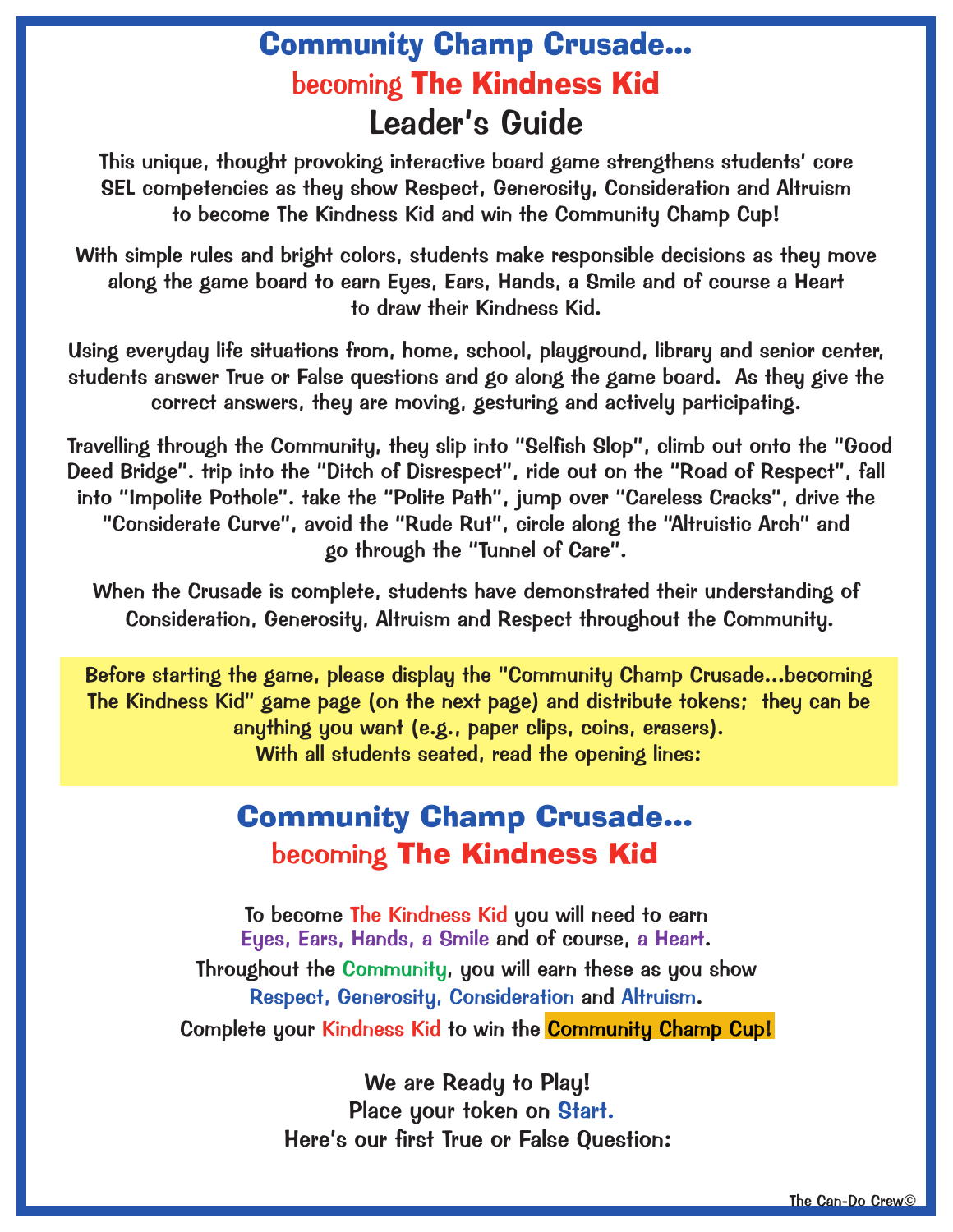# Community Champ Crusade...

## becoming The Kindness Kid

## Leader's Guide

This unique, thought provoking interactive board game strengthens students' core SEL competencies as they show Respect, Generosity, Consideration and Altruism to become The Kindness Kid and win the Community Champ Cup!

With simple rules and bright colors, students make responsible decisions as they move along the game board to earn Eyes, Ears, Hands, a Smile and of course a Heart to draw their Kindness Kid.

Using everyday life situations from, home, school, playground, library and senior center, students answer True or False questions and go along the game board. As they give the correct answers, they are moving, gesturing and actively participating.

Travelling through the Community, they slip into "Selfish Slop", climb out onto the "Good Deed Bridge". trip into the "Ditch of Disrespect", ride out on the "Road of Respect", fall into "Impolite Pothole". take the "Polite Path", jump over "Careless Cracks", drive the "Considerate Curve", avoid the "Rude Rut", circle along the "Altruistic Arch" and go through the "Tunnel of Care".

When the Crusade is complete, students have demonstrated their understanding of Consideration, Generosity, Altruism and Respect throughout the Community.

Before starting the game, please display the "Community Champ Crusade...becoming The Kindness Kid" game page (on the next page) and distribute tokens; they can be anything you want (e.g., paper clips, coins, erasers).
With all students seated, read the opening lines:

## Community Champ Crusade...
## becoming The Kindness Kid

To become The Kindness Kid you will need to earn Eyes, Ears, Hands, a Smile and of course, a Heart.
Throughout the Community, you will earn these as you show Respect, Generosity, Consideration and Altruism.
Complete your Kindness Kid to win the Community Champ Cup!

We are Ready to Play!
Place your token on Start.
Here's our first True or False Question:

The Can-Do Crew©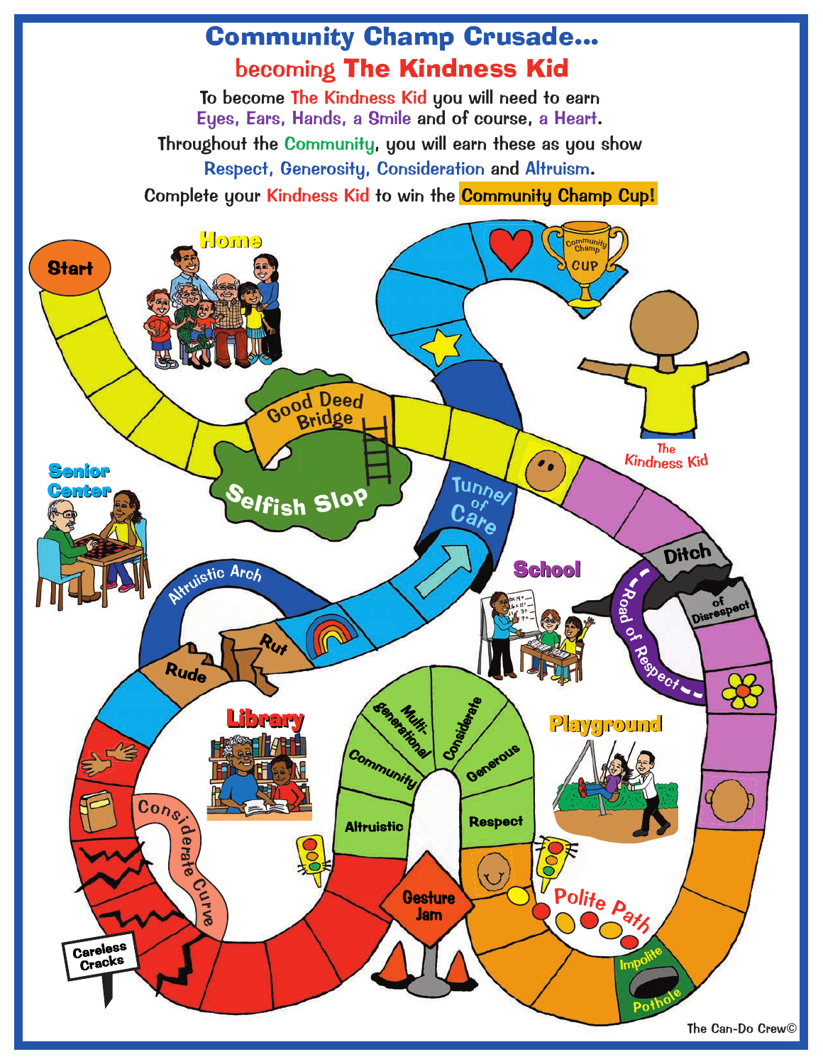# Community Champ Crusade...

## becoming The Kindness Kid

To become The Kindness Kid you will need to earn Eyes, Ears, Hands, a Smile and of course, a Heart.

Throughout the Community, you will earn these as you show Respect, Generosity, Consideration and Altruism.

Complete your Kindness Kid to win the **Community Champ Cup!**

Start

Home

Good Deed Bridge

Selfish Slop

Senior Center

Tunnel of Care

Community Champ Cup

The Kindness Kid

Altruistic Arch

Rut

Rude

School

Ditch of Disrespect

Road of Respect

Library

Multi-Generational

Considerate

Community

Generous

Altruistic

Respect

Playground

Considerate Curve

Careless Cracks

Gesture Jam

Polite Path

Impolite Pothole

The Can-Do Crew©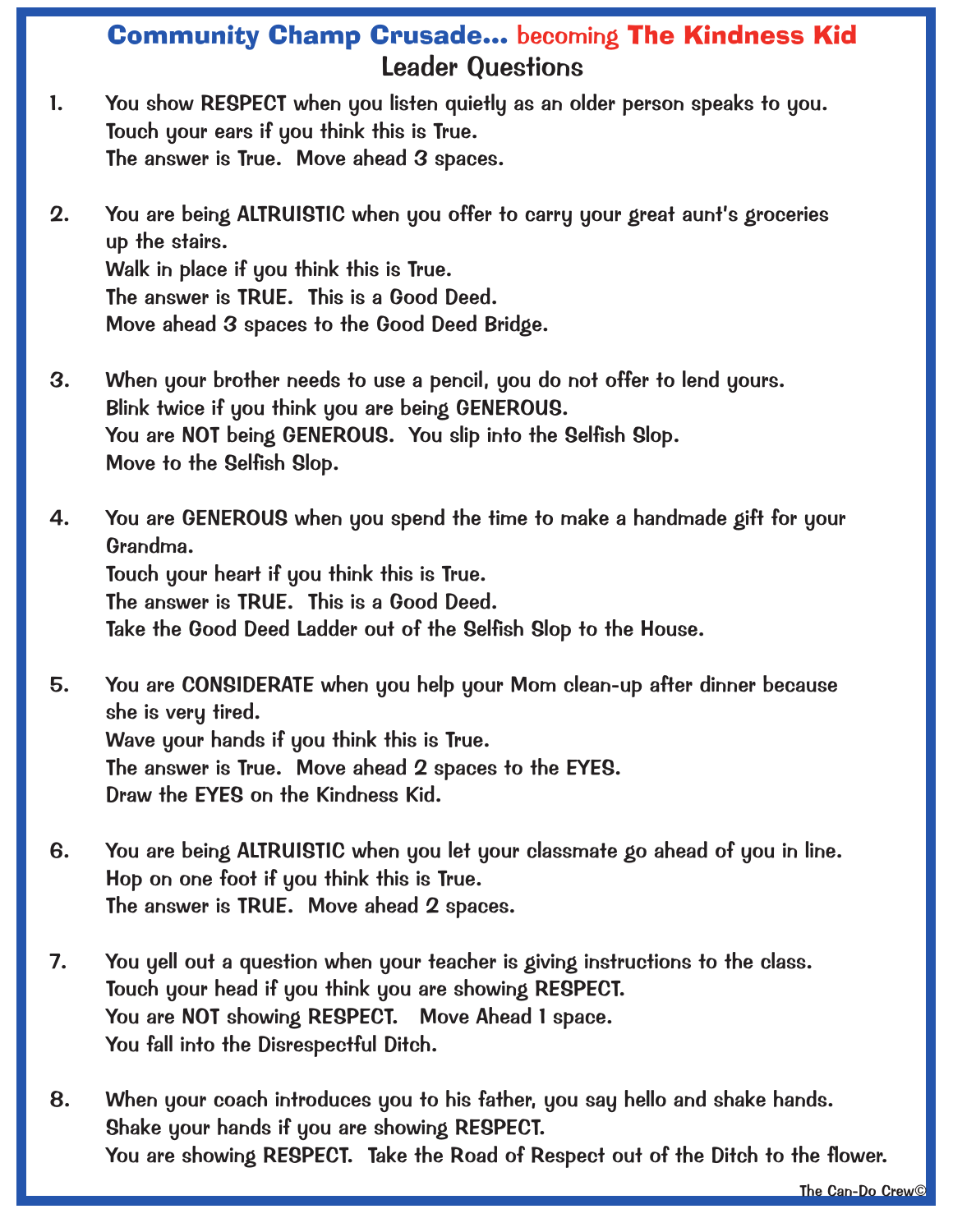# Community Champ Crusade... becoming The Kindness Kid

## Leader Questions

1. You show **RESPECT** when you listen quietly as an older person speaks to you.
   Touch your ears if you think this is True.
   The answer is True. Move ahead 3 spaces.

2. You are being **ALTRUISTIC** when you offer to carry your great aunt's groceries up the stairs.
   Walk in place if you think this is True.
   The answer is **TRUE**. This is a Good Deed.
   Move ahead 3 spaces to the Good Deed Bridge.

3. When your brother needs to use a pencil, you do not offer to lend yours.
   Blink twice if you think you are being **GENEROUS**.
   You are **NOT** being **GENEROUS**. You slip into the Selfish Slop.
   Move to the Selfish Slop.

4. You are **GENEROUS** when you spend the time to make a handmade gift for your Grandma.
   Touch your heart if you think this is True.
   The answer is **TRUE**. This is a Good Deed.
   Take the Good Deed Ladder out of the Selfish Slop to the House.

5. You are **CONSIDERATE** when you help your Mom clean-up after dinner because she is very tired.
   Wave your hands if you think this is True.
   The answer is True. Move ahead 2 spaces to the **EYES**.
   Draw the **EYES** on the Kindness Kid.

6. You are being **ALTRUISTIC** when you let your classmate go ahead of you in line.
   Hop on one foot if you think this is True.
   The answer is **TRUE**. Move ahead 2 spaces.

7. You yell out a question when your teacher is giving instructions to the class.
   Touch your head if you think you are showing **RESPECT**.
   You are **NOT** showing **RESPECT**. Move Ahead 1 space.
   You fall into the Disrespectful Ditch.

8. When your coach introduces you to his father, you say hello and shake hands.
   Shake your hands if you are showing **RESPECT**.
   You are showing **RESPECT**. Take the Road of Respect out of the Ditch to the flower.

The Can-Do Crew©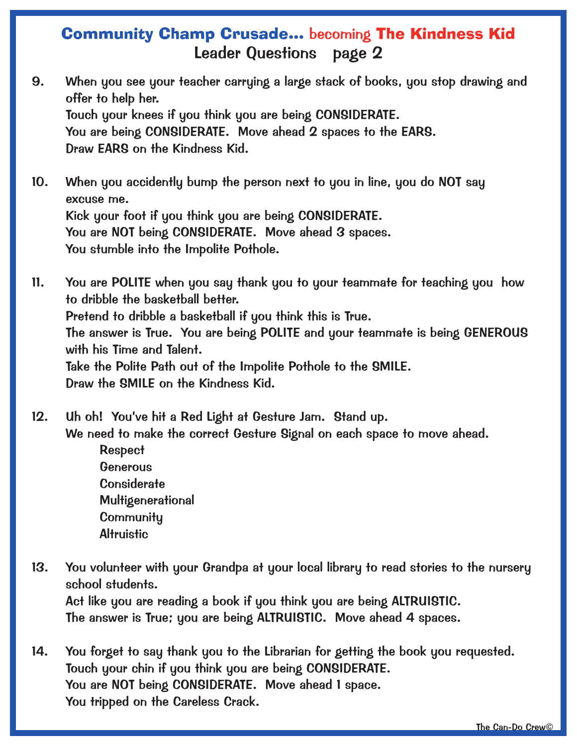# Community Champ Crusade... becoming The Kindness Kid

## Leader Questions page 2

9. When you see your teacher carrying a large stack of books, you stop drawing and offer to help her.
   Touch your knees if you think you are being CONSIDERATE.
   You are being CONSIDERATE. Move ahead 2 spaces to the EARS.
   Draw EARS on the Kindness Kid.

10. When you accidently bump the person next to you in line, you do NOT say excuse me.
    Kick your foot if you think you are being CONSIDERATE.
    You are NOT being CONSIDERATE. Move ahead 3 spaces.
    You stumble into the Impolite Pothole.

11. You are POLITE when you say thank you to your teammate for teaching you how to dribble the basketball better.
    Pretend to dribble a basketball if you think this is True.
    The answer is True. You are being POLITE and your teammate is being GENEROUS with his Time and Talent.
    Take the Polite Path out of the Impolite Pothole to the SMILE.
    Draw the SMILE on the Kindness Kid.

12. Uh oh! You've hit a Red Light at Gesture Jam. Stand up.
    We need to make the correct Gesture Signal on each space to move ahead.
    - Respect
    - Generous
    - Considerate
    - Multigenerational
    - Community
    - Altruistic

13. You volunteer with your Grandpa at your local library to read stories to the nursery school students.
    Act like you are reading a book if you think you are being ALTRUISTIC.
    The answer is True; you are being ALTRUISTIC. Move ahead 4 spaces.

14. You forget to say thank you to the Librarian for getting the book you requested.
    Touch your chin if you think you are being CONSIDERATE.
    You are NOT being CONSIDERATE. Move ahead 1 space.
    You tripped on the Careless Crack.

The Can-Do Crew©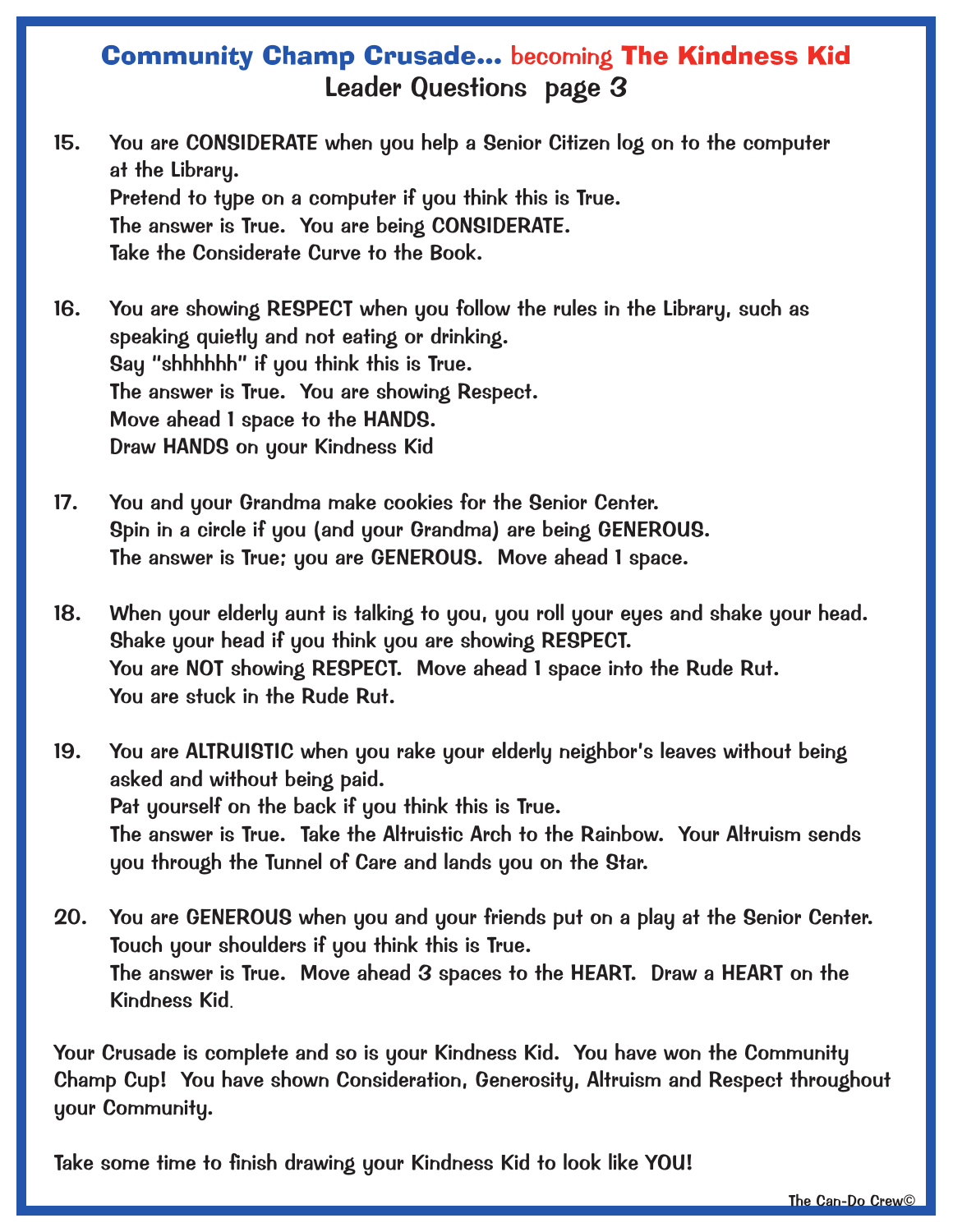# Community Champ Crusade... becoming The Kindness Kid

## Leader Questions page 3

15. You are CONSIDERATE when you help a Senior Citizen log on to the computer at the Library.
    Pretend to type on a computer if you think this is True.
    The answer is True. You are being CONSIDERATE.
    Take the Considerate Curve to the Book.

16. You are showing RESPECT when you follow the rules in the Library, such as speaking quietly and not eating or drinking.
    Say "shhhhhh" if you think this is True.
    The answer is True. You are showing Respect.
    Move ahead 1 space to the HANDS.
    Draw HANDS on your Kindness Kid

17. You and your Grandma make cookies for the Senior Center.
    Spin in a circle if you (and your Grandma) are being GENEROUS.
    The answer is True; you are GENEROUS. Move ahead 1 space.

18. When your elderly aunt is talking to you, you roll your eyes and shake your head.
    Shake your head if you think you are showing RESPECT.
    You are NOT showing RESPECT. Move ahead 1 space into the Rude Rut.
    You are stuck in the Rude Rut.

19. You are ALTRUISTIC when you rake your elderly neighbor's leaves without being asked and without being paid.
    Pat yourself on the back if you think this is True.
    The answer is True. Take the Altruistic Arch to the Rainbow. Your Altruism sends you through the Tunnel of Care and lands you on the Star.

20. You are GENEROUS when you and your friends put on a play at the Senior Center.
    Touch your shoulders if you think this is True.
    The answer is True. Move ahead 3 spaces to the HEART. Draw a HEART on the Kindness Kid.

Your Crusade is complete and so is your Kindness Kid. You have won the Community Champ Cup! You have shown Consideration, Generosity, Altruism and Respect throughout your Community.

Take some time to finish drawing your Kindness Kid to look like YOU!

The Can-Do Crew©